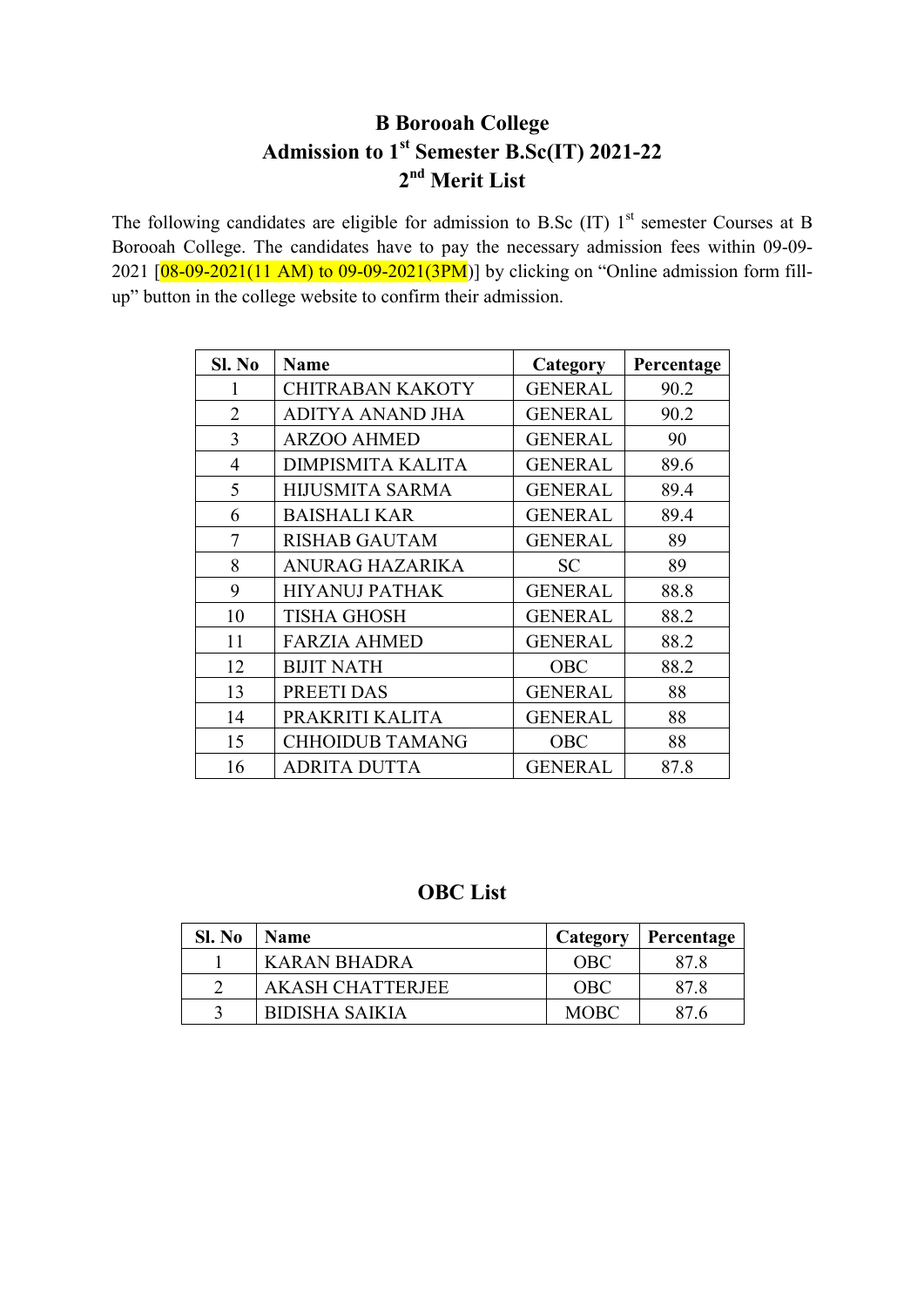# B Borooah College
## Admission to 1st Semester B.Sc(IT) 2021-22
## 2nd Merit List

The following candidates are eligible for admission to B.Sc (IT) 1st semester Courses at B Borooah College. The candidates have to pay the necessary admission fees within 09-09-2021 [08-09-2021(11 AM) to 09-09-2021(3PM)] by clicking on "Online admission form fill-up" button in the college website to confirm their admission.

| Sl. No | Name | Category | Percentage |
|---|---|---|---|
| 1 | CHITRABAN KAKOTY | GENERAL | 90.2 |
| 2 | ADITYA ANAND JHA | GENERAL | 90.2 |
| 3 | ARZOO AHMED | GENERAL | 90 |
| 4 | DIMPISMITA KALITA | GENERAL | 89.6 |
| 5 | HIJUSMITA SARMA | GENERAL | 89.4 |
| 6 | BAISHALI KAR | GENERAL | 89.4 |
| 7 | RISHAB GAUTAM | GENERAL | 89 |
| 8 | ANURAG HAZARIKA | SC | 89 |
| 9 | HIYANUJ PATHAK | GENERAL | 88.8 |
| 10 | TISHA GHOSH | GENERAL | 88.2 |
| 11 | FARZIA AHMED | GENERAL | 88.2 |
| 12 | BIJIT NATH | OBC | 88.2 |
| 13 | PREETI DAS | GENERAL | 88 |
| 14 | PRAKRITI KALITA | GENERAL | 88 |
| 15 | CHHOIDUB TAMANG | OBC | 88 |
| 16 | ADRITA DUTTA | GENERAL | 87.8 |

## OBC List

| Sl. No | Name | Category | Percentage |
|---|---|---|---|
| 1 | KARAN BHADRA | OBC | 87.8 |
| 2 | AKASH CHATTERJEE | OBC | 87.8 |
| 3 | BIDISHA SAIKIA | MOBC | 87.6 |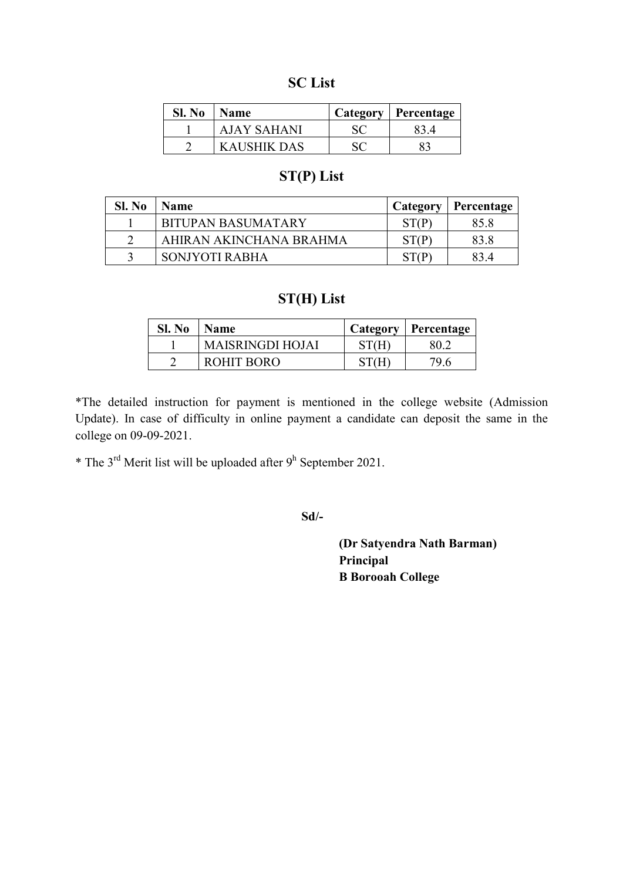## SC List

| Sl. No | Name | Category | Percentage |
|---|---|---|---|
| 1 | AJAY SAHANI | SC | 83.4 |
| 2 | KAUSHIK DAS | SC | 83 |

## ST(P) List

| Sl. No | Name | Category | Percentage |
|---|---|---|---|
| 1 | BITUPAN BASUMATARY | ST(P) | 85.8 |
| 2 | AHIRAN AKINCHANA BRAHMA | ST(P) | 83.8 |
| 3 | SONJYOTI RABHA | ST(P) | 83.4 |

## ST(H) List

| Sl. No | Name | Category | Percentage |
|---|---|---|---|
| 1 | MAISRINGDI HOJAI | ST(H) | 80.2 |
| 2 | ROHIT BORO | ST(H) | 79.6 |

*The detailed instruction for payment is mentioned in the college website (Admission Update). In case of difficulty in online payment a candidate can deposit the same in the college on 09-09-2021.

* The 3rd Merit list will be uploaded after 9h September 2021.

**Sd/-**

**(Dr Satyendra Nath Barman)**
**Principal**
**B Borooah College**